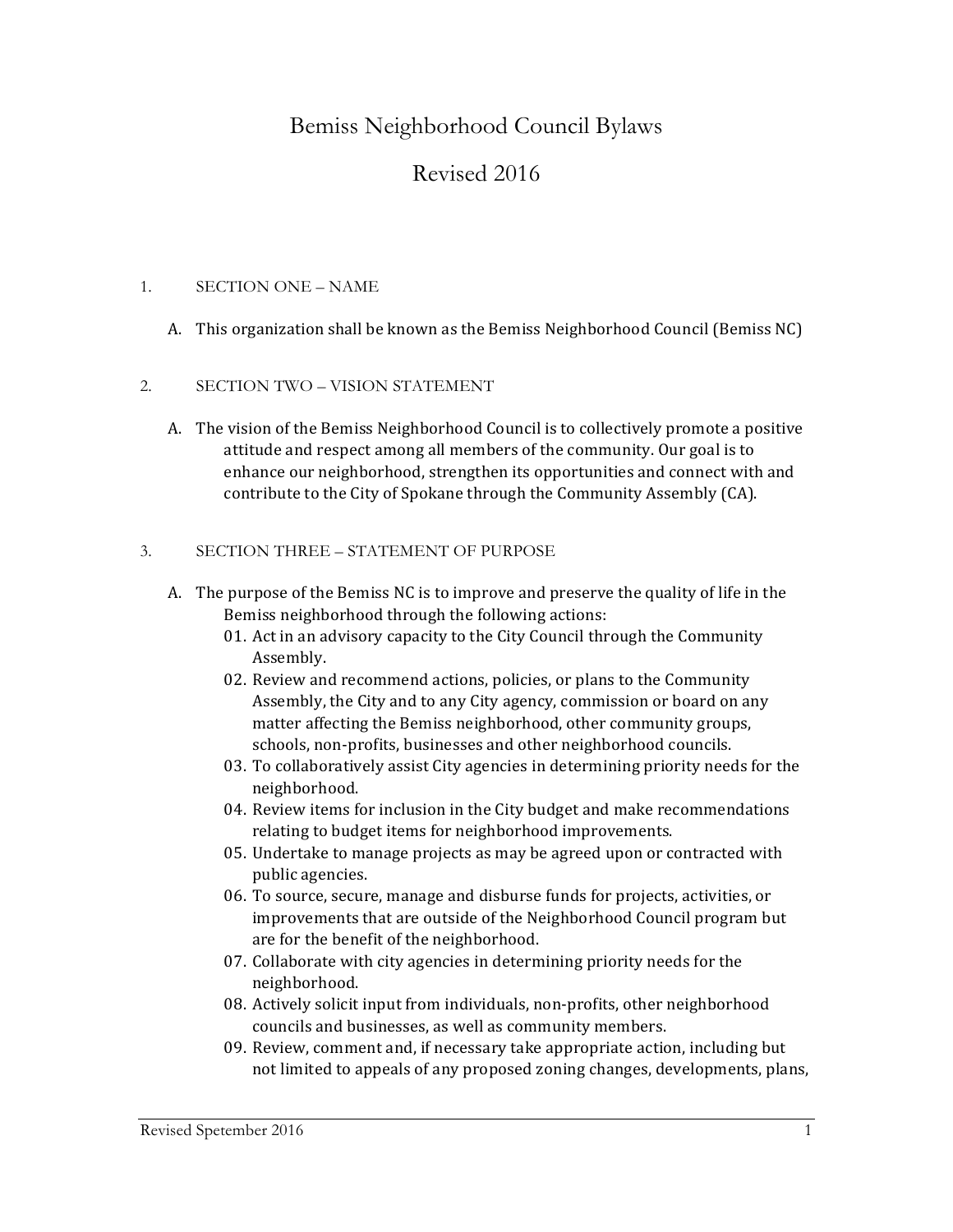# Bemiss Neighborhood Council Bylaws

# Revised 2016

## 1. SECTION ONE – NAME

A. This organization shall be known as the Bemiss Neighborhood Council (Bemiss NC)

## 2. SECTION TWO – VISION STATEMENT

A. The vision of the Bemiss Neighborhood Council is to collectively promote a positive attitude and respect among all members of the community. Our goal is to enhance our neighborhood, strengthen its opportunities and connect with and contribute to the City of Spokane through the Community Assembly (CA).

## 3. SECTION THREE – STATEMENT OF PURPOSE

A. The purpose of the Bemiss NC is to improve and preserve the quality of life in the Bemiss neighborhood through the following actions:

01. Act in an advisory capacity to the City Council through the Community Assembly.
02. Review and recommend actions, policies, or plans to the Community Assembly, the City and to any City agency, commission or board on any matter affecting the Bemiss neighborhood, other community groups, schools, non-profits, businesses and other neighborhood councils.
03. To collaboratively assist City agencies in determining priority needs for the neighborhood.
04. Review items for inclusion in the City budget and make recommendations relating to budget items for neighborhood improvements.
05. Undertake to manage projects as may be agreed upon or contracted with public agencies.
06. To source, secure, manage and disburse funds for projects, activities, or improvements that are outside of the Neighborhood Council program but are for the benefit of the neighborhood.
07. Collaborate with city agencies in determining priority needs for the neighborhood.
08. Actively solicit input from individuals, non-profits, other neighborhood councils and businesses, as well as community members.
09. Review, comment and, if necessary take appropriate action, including but not limited to appeals of any proposed zoning changes, developments, plans,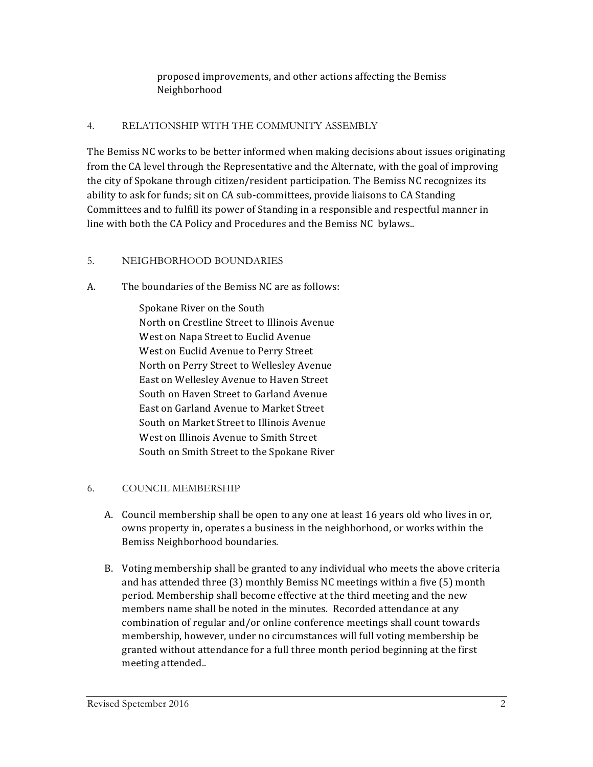proposed improvements, and other actions affecting the Bemiss Neighborhood

## 4. RELATIONSHIP WITH THE COMMUNITY ASSEMBLY

The Bemiss NC works to be better informed when making decisions about issues originating from the CA level through the Representative and the Alternate, with the goal of improving the city of Spokane through citizen/resident participation. The Bemiss NC recognizes its ability to ask for funds; sit on CA sub-committees, provide liaisons to CA Standing Committees and to fulfill its power of Standing in a responsible and respectful manner in line with both the CA Policy and Procedures and the Bemiss NC bylaws..

## 5. NEIGHBORHOOD BOUNDARIES

A. The boundaries of the Bemiss NC are as follows:

Spokane River on the South
North on Crestline Street to Illinois Avenue
West on Napa Street to Euclid Avenue
West on Euclid Avenue to Perry Street
North on Perry Street to Wellesley Avenue
East on Wellesley Avenue to Haven Street
South on Haven Street to Garland Avenue
East on Garland Avenue to Market Street
South on Market Street to Illinois Avenue
West on Illinois Avenue to Smith Street
South on Smith Street to the Spokane River

## 6. COUNCIL MEMBERSHIP

A. Council membership shall be open to any one at least 16 years old who lives in or, owns property in, operates a business in the neighborhood, or works within the Bemiss Neighborhood boundaries.

B. Voting membership shall be granted to any individual who meets the above criteria and has attended three (3) monthly Bemiss NC meetings within a five (5) month period. Membership shall become effective at the third meeting and the new members name shall be noted in the minutes. Recorded attendance at any combination of regular and/or online conference meetings shall count towards membership, however, under no circumstances will full voting membership be granted without attendance for a full three month period beginning at the first meeting attended..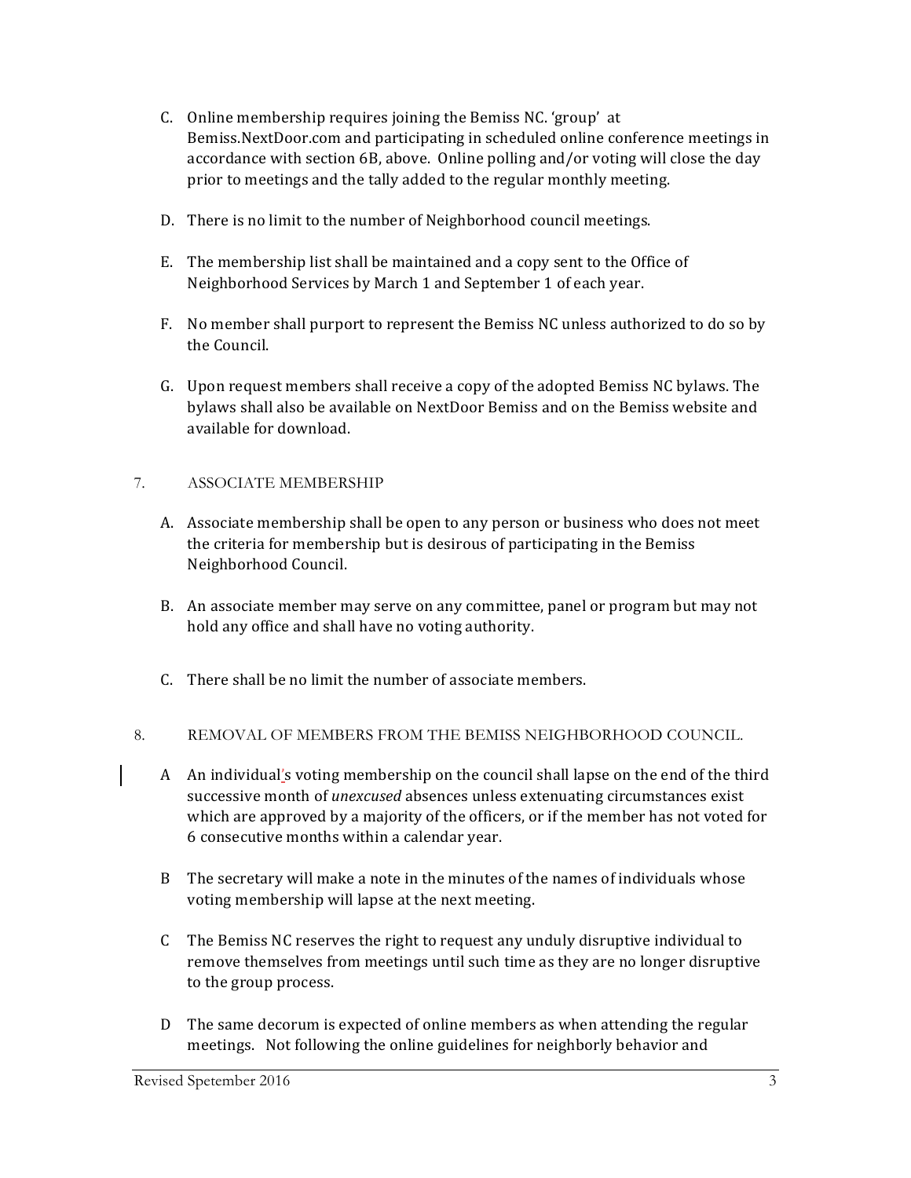C. Online membership requires joining the Bemiss NC. 'group' at Bemiss.NextDoor.com and participating in scheduled online conference meetings in accordance with section 6B, above. Online polling and/or voting will close the day prior to meetings and the tally added to the regular monthly meeting.

D. There is no limit to the number of Neighborhood council meetings.

E. The membership list shall be maintained and a copy sent to the Office of Neighborhood Services by March 1 and September 1 of each year.

F. No member shall purport to represent the Bemiss NC unless authorized to do so by the Council.

G. Upon request members shall receive a copy of the adopted Bemiss NC bylaws. The bylaws shall also be available on NextDoor Bemiss and on the Bemiss website and available for download.

## 7. ASSOCIATE MEMBERSHIP

A. Associate membership shall be open to any person or business who does not meet the criteria for membership but is desirous of participating in the Bemiss Neighborhood Council.

B. An associate member may serve on any committee, panel or program but may not hold any office and shall have no voting authority.

C. There shall be no limit the number of associate members.

## 8. REMOVAL OF MEMBERS FROM THE BEMISS NEIGHBORHOOD COUNCIL.

A An individual's voting membership on the council shall lapse on the end of the third successive month of *unexcused* absences unless extenuating circumstances exist which are approved by a majority of the officers, or if the member has not voted for 6 consecutive months within a calendar year.

B The secretary will make a note in the minutes of the names of individuals whose voting membership will lapse at the next meeting.

C The Bemiss NC reserves the right to request any unduly disruptive individual to remove themselves from meetings until such time as they are no longer disruptive to the group process.

D The same decorum is expected of online members as when attending the regular meetings. Not following the online guidelines for neighborly behavior and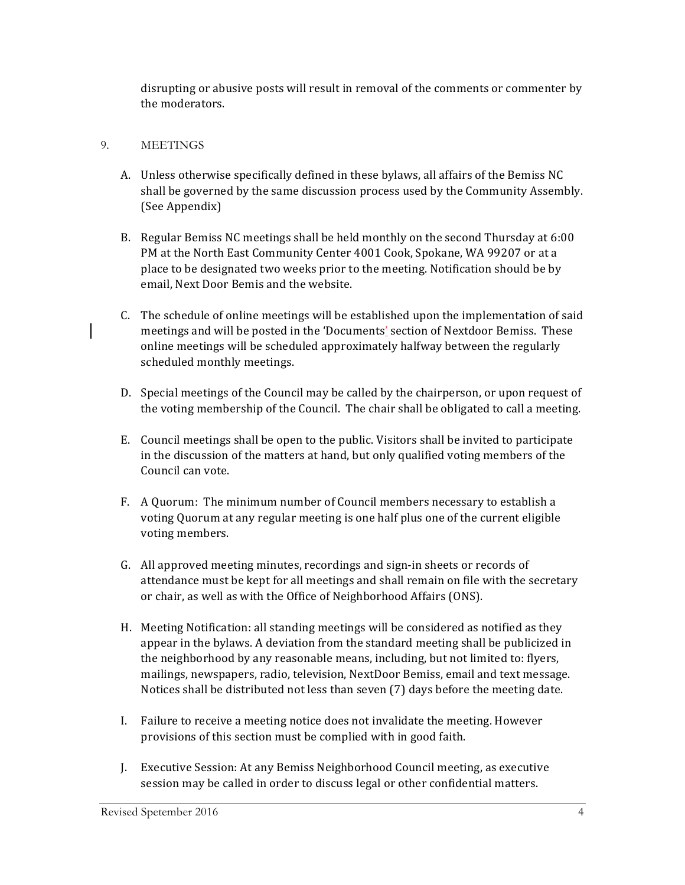disrupting or abusive posts will result in removal of the comments or commenter by the moderators.

## 9. MEETINGS

A. Unless otherwise specifically defined in these bylaws, all affairs of the Bemiss NC shall be governed by the same discussion process used by the Community Assembly. (See Appendix)

B. Regular Bemiss NC meetings shall be held monthly on the second Thursday at 6:00 PM at the North East Community Center 4001 Cook, Spokane, WA 99207 or at a place to be designated two weeks prior to the meeting. Notification should be by email, Next Door Bemis and the website.

C. The schedule of online meetings will be established upon the implementation of said meetings and will be posted in the 'Documents' section of Nextdoor Bemiss. These online meetings will be scheduled approximately halfway between the regularly scheduled monthly meetings.

D. Special meetings of the Council may be called by the chairperson, or upon request of the voting membership of the Council. The chair shall be obligated to call a meeting.

E. Council meetings shall be open to the public. Visitors shall be invited to participate in the discussion of the matters at hand, but only qualified voting members of the Council can vote.

F. A Quorum: The minimum number of Council members necessary to establish a voting Quorum at any regular meeting is one half plus one of the current eligible voting members.

G. All approved meeting minutes, recordings and sign-in sheets or records of attendance must be kept for all meetings and shall remain on file with the secretary or chair, as well as with the Office of Neighborhood Affairs (ONS).

H. Meeting Notification: all standing meetings will be considered as notified as they appear in the bylaws. A deviation from the standard meeting shall be publicized in the neighborhood by any reasonable means, including, but not limited to: flyers, mailings, newspapers, radio, television, NextDoor Bemiss, email and text message. Notices shall be distributed not less than seven (7) days before the meeting date.

I. Failure to receive a meeting notice does not invalidate the meeting. However provisions of this section must be complied with in good faith.

J. Executive Session: At any Bemiss Neighborhood Council meeting, as executive session may be called in order to discuss legal or other confidential matters.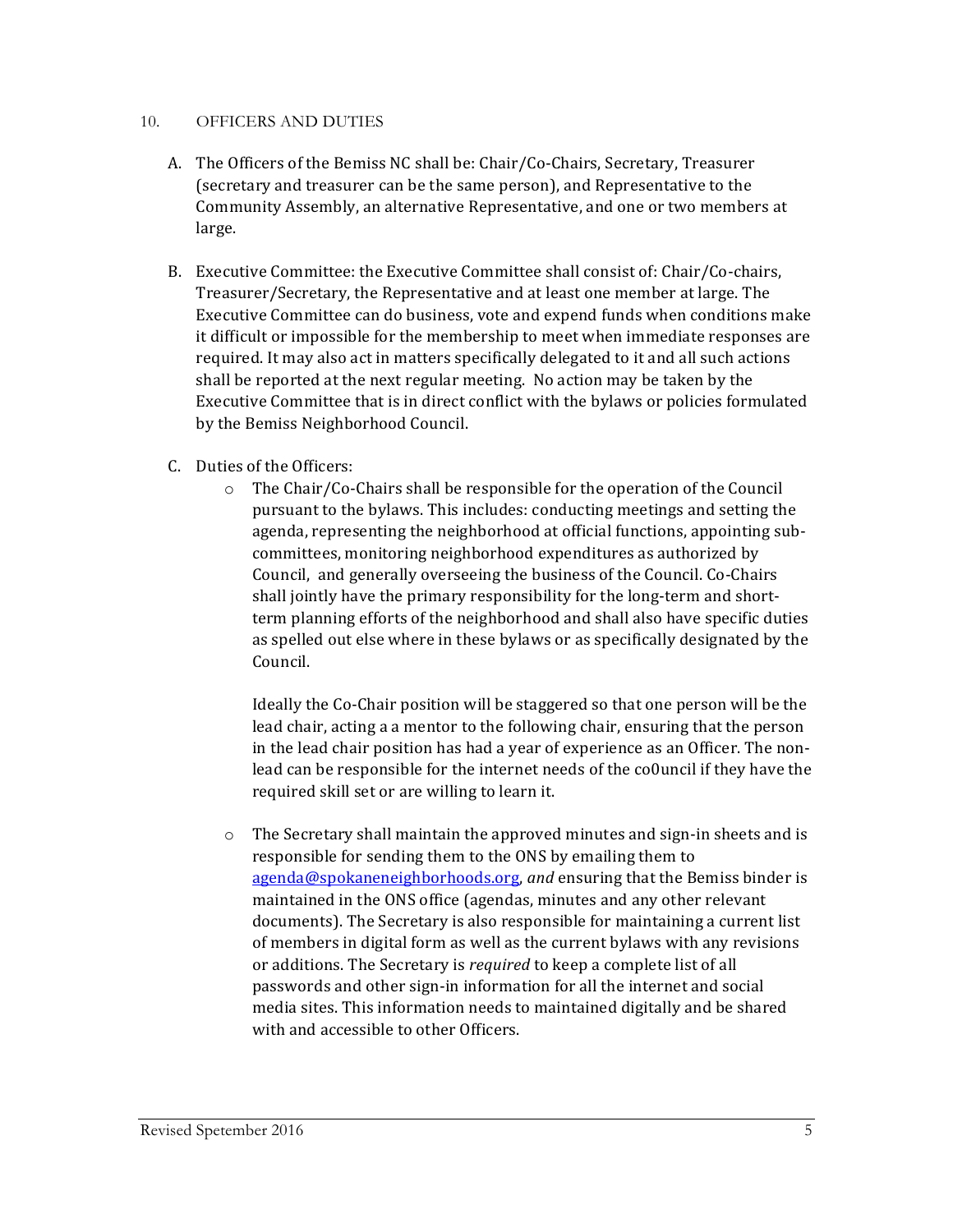## 10. OFFICERS AND DUTIES

A. The Officers of the Bemiss NC shall be: Chair/Co-Chairs, Secretary, Treasurer (secretary and treasurer can be the same person), and Representative to the Community Assembly, an alternative Representative, and one or two members at large.

B. Executive Committee: the Executive Committee shall consist of: Chair/Co-chairs, Treasurer/Secretary, the Representative and at least one member at large. The Executive Committee can do business, vote and expend funds when conditions make it difficult or impossible for the membership to meet when immediate responses are required. It may also act in matters specifically delegated to it and all such actions shall be reported at the next regular meeting. No action may be taken by the Executive Committee that is in direct conflict with the bylaws or policies formulated by the Bemiss Neighborhood Council.

C. Duties of the Officers:

- The Chair/Co-Chairs shall be responsible for the operation of the Council pursuant to the bylaws. This includes: conducting meetings and setting the agenda, representing the neighborhood at official functions, appointing sub-committees, monitoring neighborhood expenditures as authorized by Council, and generally overseeing the business of the Council. Co-Chairs shall jointly have the primary responsibility for the long-term and short-term planning efforts of the neighborhood and shall also have specific duties as spelled out else where in these bylaws or as specifically designated by the Council.

  Ideally the Co-Chair position will be staggered so that one person will be the lead chair, acting a a mentor to the following chair, ensuring that the person in the lead chair position has had a year of experience as an Officer. The non-lead can be responsible for the internet needs of the co0uncil if they have the required skill set or are willing to learn it.

- The Secretary shall maintain the approved minutes and sign-in sheets and is responsible for sending them to the ONS by emailing them to agenda@spokaneneighborhoods.org, *and* ensuring that the Bemiss binder is maintained in the ONS office (agendas, minutes and any other relevant documents). The Secretary is also responsible for maintaining a current list of members in digital form as well as the current bylaws with any revisions or additions. The Secretary is *required* to keep a complete list of all passwords and other sign-in information for all the internet and social media sites. This information needs to maintained digitally and be shared with and accessible to other Officers.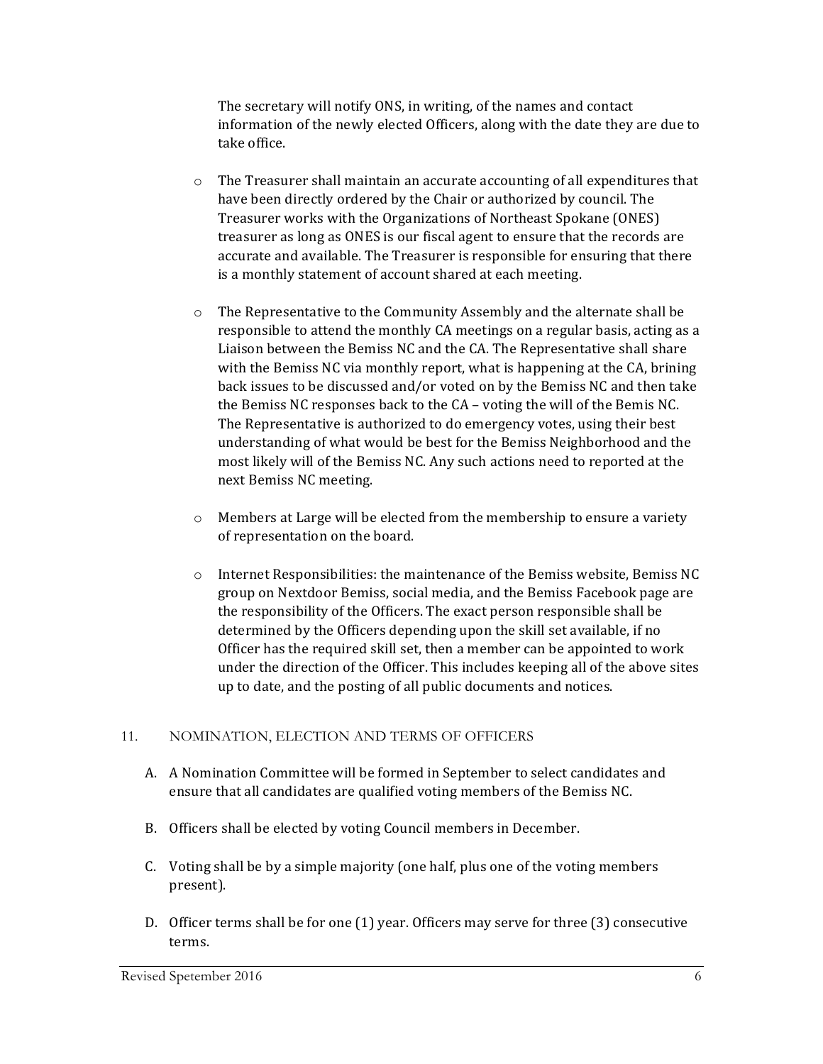The secretary will notify ONS, in writing, of the names and contact information of the newly elected Officers, along with the date they are due to take office.

- The Treasurer shall maintain an accurate accounting of all expenditures that have been directly ordered by the Chair or authorized by council. The Treasurer works with the Organizations of Northeast Spokane (ONES) treasurer as long as ONES is our fiscal agent to ensure that the records are accurate and available. The Treasurer is responsible for ensuring that there is a monthly statement of account shared at each meeting.

- The Representative to the Community Assembly and the alternate shall be responsible to attend the monthly CA meetings on a regular basis, acting as a Liaison between the Bemiss NC and the CA. The Representative shall share with the Bemiss NC via monthly report, what is happening at the CA, brining back issues to be discussed and/or voted on by the Bemiss NC and then take the Bemiss NC responses back to the CA – voting the will of the Bemis NC. The Representative is authorized to do emergency votes, using their best understanding of what would be best for the Bemiss Neighborhood and the most likely will of the Bemiss NC. Any such actions need to reported at the next Bemiss NC meeting.

- Members at Large will be elected from the membership to ensure a variety of representation on the board.

- Internet Responsibilities: the maintenance of the Bemiss website, Bemiss NC group on Nextdoor Bemiss, social media, and the Bemiss Facebook page are the responsibility of the Officers. The exact person responsible shall be determined by the Officers depending upon the skill set available, if no Officer has the required skill set, then a member can be appointed to work under the direction of the Officer. This includes keeping all of the above sites up to date, and the posting of all public documents and notices.

## 11. NOMINATION, ELECTION AND TERMS OF OFFICERS

A. A Nomination Committee will be formed in September to select candidates and ensure that all candidates are qualified voting members of the Bemiss NC.

B. Officers shall be elected by voting Council members in December.

C. Voting shall be by a simple majority (one half, plus one of the voting members present).

D. Officer terms shall be for one (1) year. Officers may serve for three (3) consecutive terms.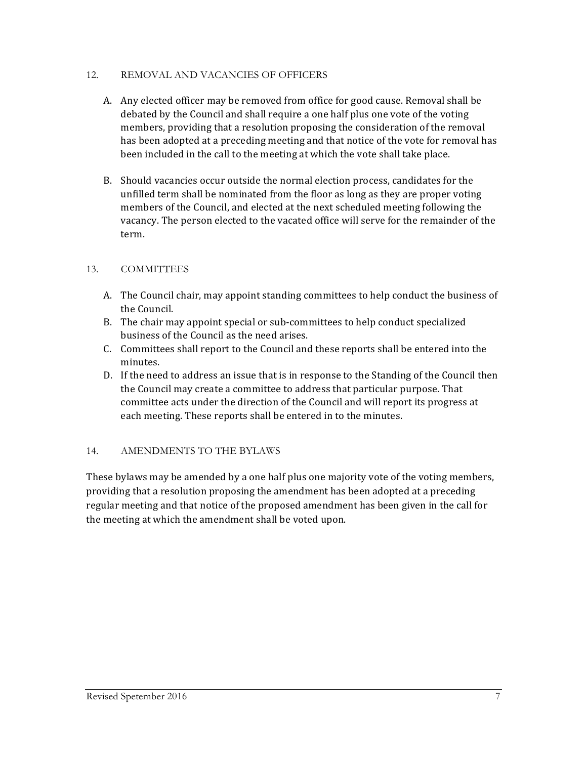## 12. REMOVAL AND VACANCIES OF OFFICERS

A. Any elected officer may be removed from office for good cause. Removal shall be debated by the Council and shall require a one half plus one vote of the voting members, providing that a resolution proposing the consideration of the removal has been adopted at a preceding meeting and that notice of the vote for removal has been included in the call to the meeting at which the vote shall take place.

B. Should vacancies occur outside the normal election process, candidates for the unfilled term shall be nominated from the floor as long as they are proper voting members of the Council, and elected at the next scheduled meeting following the vacancy. The person elected to the vacated office will serve for the remainder of the term.

## 13. COMMITTEES

A. The Council chair, may appoint standing committees to help conduct the business of the Council.
B. The chair may appoint special or sub-committees to help conduct specialized business of the Council as the need arises.
C. Committees shall report to the Council and these reports shall be entered into the minutes.
D. If the need to address an issue that is in response to the Standing of the Council then the Council may create a committee to address that particular purpose. That committee acts under the direction of the Council and will report its progress at each meeting. These reports shall be entered in to the minutes.

## 14. AMENDMENTS TO THE BYLAWS

These bylaws may be amended by a one half plus one majority vote of the voting members, providing that a resolution proposing the amendment has been adopted at a preceding regular meeting and that notice of the proposed amendment has been given in the call for the meeting at which the amendment shall be voted upon.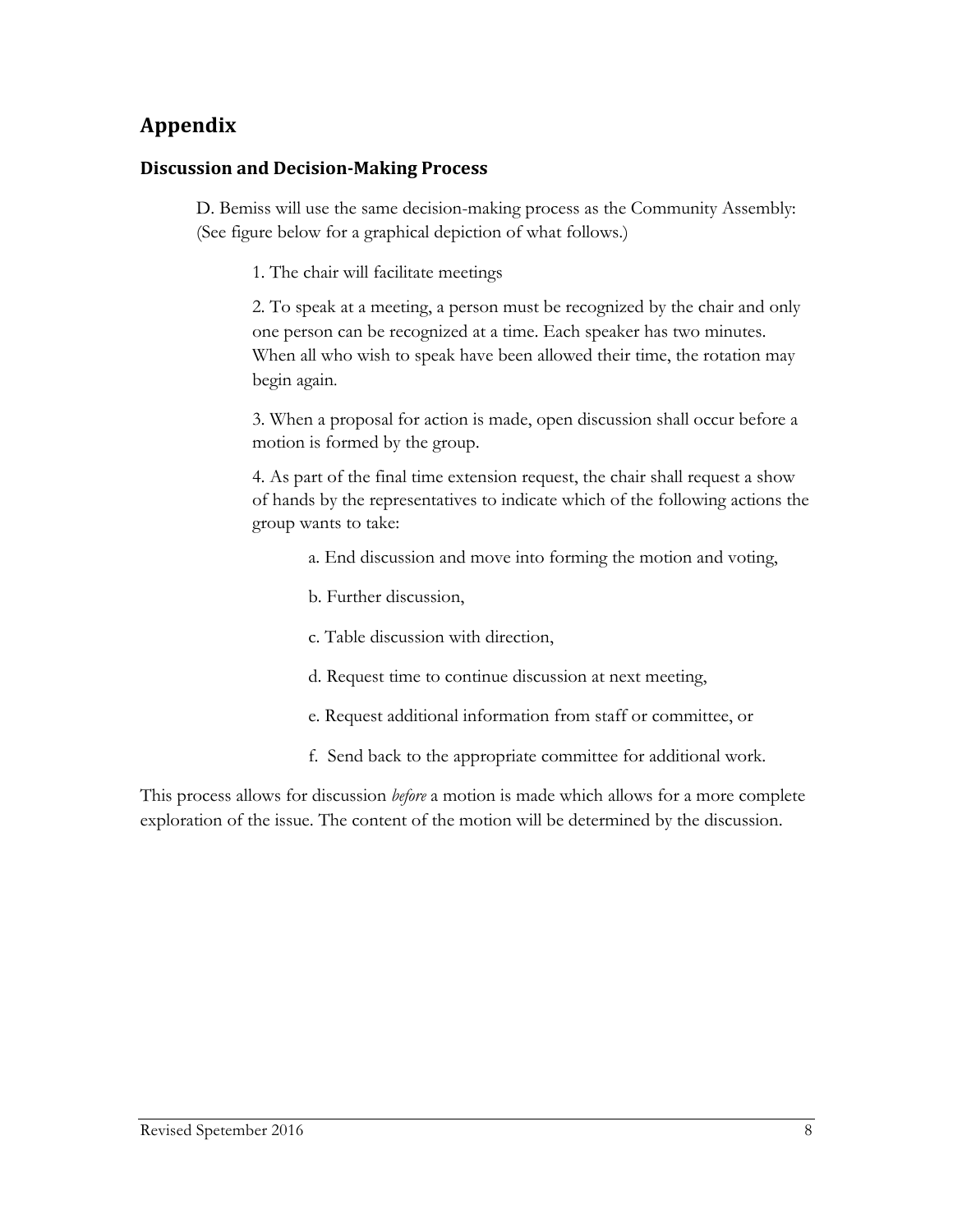## Appendix

### Discussion and Decision-Making Process

D. Bemiss will use the same decision-making process as the Community Assembly: (See figure below for a graphical depiction of what follows.)

1. The chair will facilitate meetings

2. To speak at a meeting, a person must be recognized by the chair and only one person can be recognized at a time. Each speaker has two minutes. When all who wish to speak have been allowed their time, the rotation may begin again.

3. When a proposal for action is made, open discussion shall occur before a motion is formed by the group.

4. As part of the final time extension request, the chair shall request a show of hands by the representatives to indicate which of the following actions the group wants to take:

   a. End discussion and move into forming the motion and voting,

   b. Further discussion,

   c. Table discussion with direction,

   d. Request time to continue discussion at next meeting,

   e. Request additional information from staff or committee, or

   f. Send back to the appropriate committee for additional work.

This process allows for discussion *before* a motion is made which allows for a more complete exploration of the issue. The content of the motion will be determined by the discussion.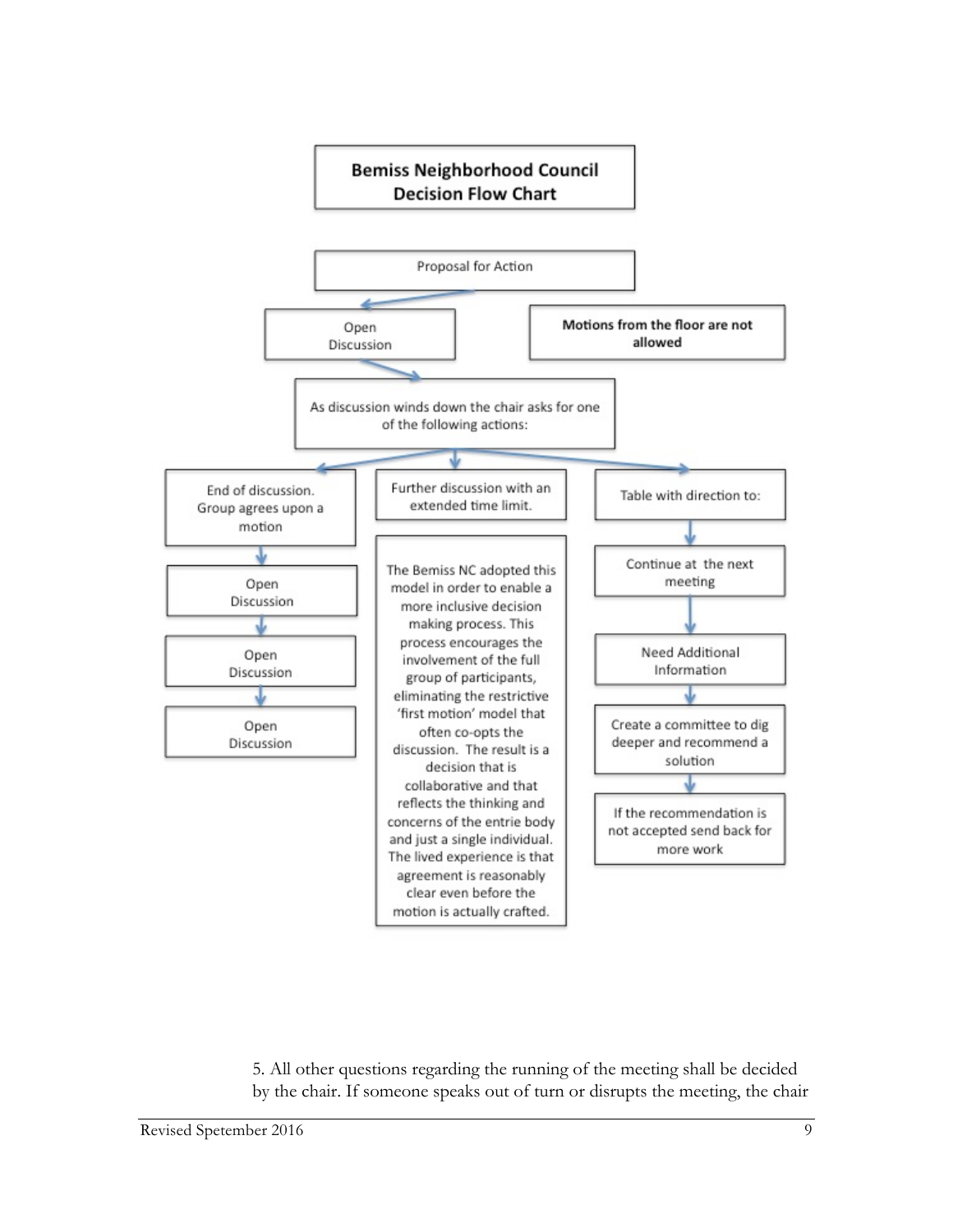## Bemiss Neighborhood Council Decision Flow Chart

Proposal for Action

Open Discussion

**Motions from the floor are not allowed**

As discussion winds down the chair asks for one of the following actions:

End of discussion. Group agrees upon a motion

Open Discussion

Open Discussion

Open Discussion

Further discussion with an extended time limit.

The Bemiss NC adopted this model in order to enable a more inclusive decision making process. This process encourages the involvement of the full group of participants, eliminating the restrictive 'first motion' model that often co-opts the discussion. The result is a decision that is collaborative and that reflects the thinking and concerns of the entrie body and just a single individual. The lived experience is that agreement is reasonably clear even before the motion is actually crafted.

Table with direction to:

Continue at the next meeting

Need Additional Information

Create a committee to dig deeper and recommend a solution

If the recommendation is not accepted send back for more work

5. All other questions regarding the running of the meeting shall be decided by the chair. If someone speaks out of turn or disrupts the meeting, the chair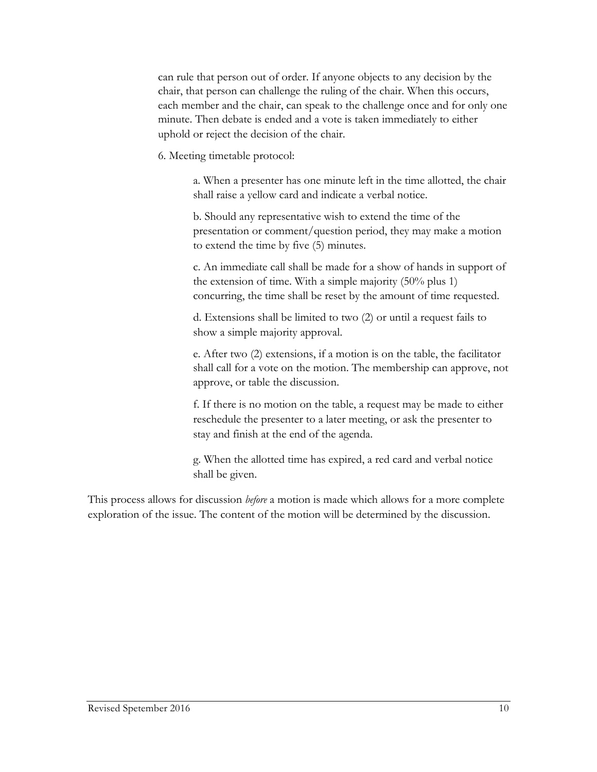can rule that person out of order. If anyone objects to any decision by the chair, that person can challenge the ruling of the chair. When this occurs, each member and the chair, can speak to the challenge once and for only one minute. Then debate is ended and a vote is taken immediately to either uphold or reject the decision of the chair.

6. Meeting timetable protocol:

a. When a presenter has one minute left in the time allotted, the chair shall raise a yellow card and indicate a verbal notice.

b. Should any representative wish to extend the time of the presentation or comment/question period, they may make a motion to extend the time by five (5) minutes.

c. An immediate call shall be made for a show of hands in support of the extension of time. With a simple majority (50% plus 1) concurring, the time shall be reset by the amount of time requested.

d. Extensions shall be limited to two (2) or until a request fails to show a simple majority approval.

e. After two (2) extensions, if a motion is on the table, the facilitator shall call for a vote on the motion. The membership can approve, not approve, or table the discussion.

f. If there is no motion on the table, a request may be made to either reschedule the presenter to a later meeting, or ask the presenter to stay and finish at the end of the agenda.

g. When the allotted time has expired, a red card and verbal notice shall be given.

This process allows for discussion *before* a motion is made which allows for a more complete exploration of the issue. The content of the motion will be determined by the discussion.